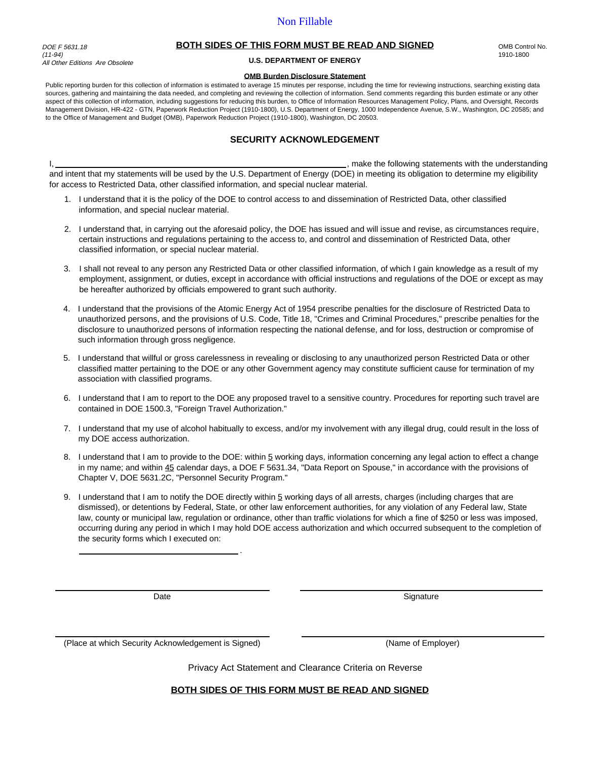Non Fillable

*DOE F 5631.18*
*(11-94)*
*All Other Editions Are Obsolete*

**BOTH SIDES OF THIS FORM MUST BE READ AND SIGNED**

**U.S. DEPARTMENT OF ENERGY**

OMB Control No. 1910-1800

**OMB Burden Disclosure Statement**

Public reporting burden for this collection of information is estimated to average 15 minutes per response, including the time for reviewing instructions, searching existing data sources, gathering and maintaining the data needed, and completing and reviewing the collection of information. Send comments regarding this burden estimate or any other aspect of this collection of information, including suggestions for reducing this burden, to Office of Information Resources Management Policy, Plans, and Oversight, Records Management Division, HR-422 - GTN, Paperwork Reduction Project (1910-1800), U.S. Department of Energy, 1000 Independence Avenue, S.W., Washington, DC 20585; and to the Office of Management and Budget (OMB), Paperwork Reduction Project (1910-1800), Washington, DC 20503.

## SECURITY ACKNOWLEDGEMENT

I, ________________________________________, make the following statements with the understanding and intent that my statements will be used by the U.S. Department of Energy (DOE) in meeting its obligation to determine my eligibility for access to Restricted Data, other classified information, and special nuclear material.

1. I understand that it is the policy of the DOE to control access to and dissemination of Restricted Data, other classified information, and special nuclear material.
2. I understand that, in carrying out the aforesaid policy, the DOE has issued and will issue and revise, as circumstances require, certain instructions and regulations pertaining to the access to, and control and dissemination of Restricted Data, other classified information, or special nuclear material.
3. I shall not reveal to any person any Restricted Data or other classified information, of which I gain knowledge as a result of my employment, assignment, or duties, except in accordance with official instructions and regulations of the DOE or except as may be hereafter authorized by officials empowered to grant such authority.
4. I understand that the provisions of the Atomic Energy Act of 1954 prescribe penalties for the disclosure of Restricted Data to unauthorized persons, and the provisions of U.S. Code, Title 18, "Crimes and Criminal Procedures," prescribe penalties for the disclosure to unauthorized persons of information respecting the national defense, and for loss, destruction or compromise of such information through gross negligence.
5. I understand that willful or gross carelessness in revealing or disclosing to any unauthorized person Restricted Data or other classified matter pertaining to the DOE or any other Government agency may constitute sufficient cause for termination of my association with classified programs.
6. I understand that I am to report to the DOE any proposed travel to a sensitive country. Procedures for reporting such travel are contained in DOE 1500.3, "Foreign Travel Authorization."
7. I understand that my use of alcohol habitually to excess, and/or my involvement with any illegal drug, could result in the loss of my DOE access authorization.
8. I understand that I am to provide to the DOE: within 5 working days, information concerning any legal action to effect a change in my name; and within 45 calendar days, a DOE F 5631.34, "Data Report on Spouse," in accordance with the provisions of Chapter V, DOE 5631.2C, "Personnel Security Program."
9. I understand that I am to notify the DOE directly within 5 working days of all arrests, charges (including charges that are dismissed), or detentions by Federal, State, or other law enforcement authorities, for any violation of any Federal law, State law, county or municipal law, regulation or ordinance, other than traffic violations for which a fine of $250 or less was imposed, occurring during any period in which I may hold DOE access authorization and which occurred subsequent to the completion of the security forms which I executed on:

   ______________________.

| ______________________ | ______________________ |
|---|---|
| Date | Signature |
| (Place at which Security Acknowledgement is Signed) | (Name of Employer) |

Privacy Act Statement and Clearance Criteria on Reverse

**BOTH SIDES OF THIS FORM MUST BE READ AND SIGNED**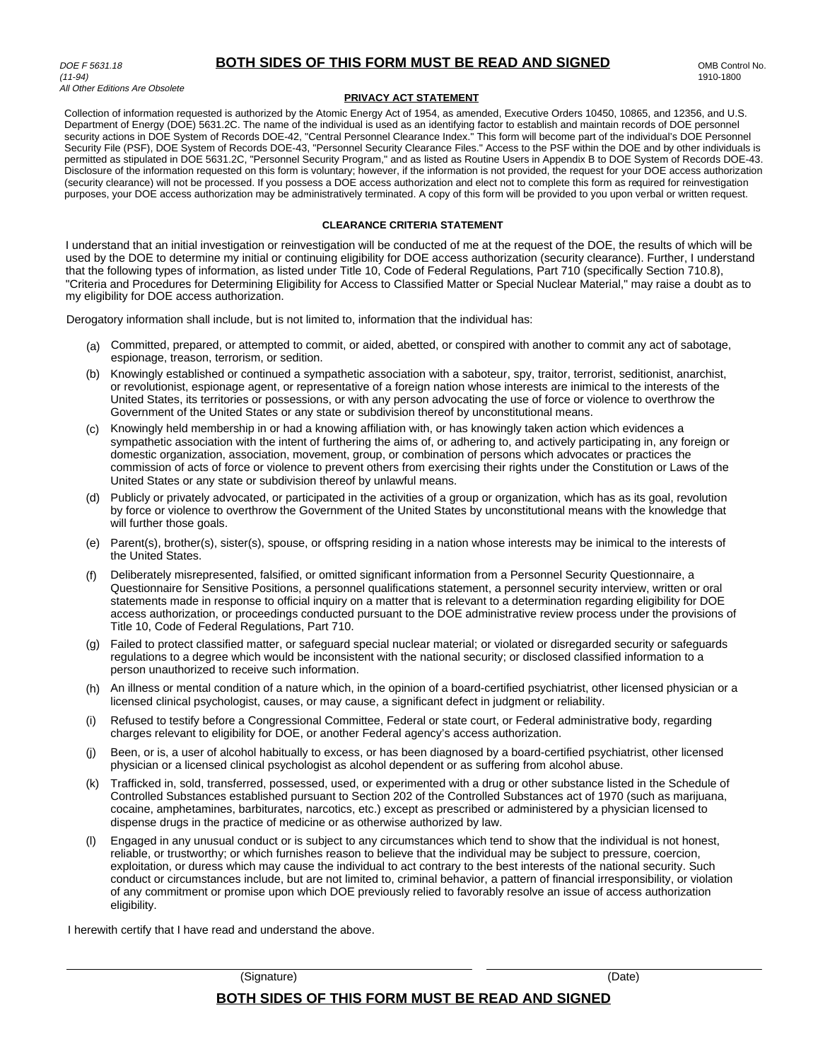*DOE F 5631.18*
*(11-94)*
*All Other Editions Are Obsolete*

**BOTH SIDES OF THIS FORM MUST BE READ AND SIGNED**

OMB Control No.
1910-1800

**PRIVACY ACT STATEMENT**

Collection of information requested is authorized by the Atomic Energy Act of 1954, as amended, Executive Orders 10450, 10865, and 12356, and U.S. Department of Energy (DOE) 5631.2C. The name of the individual is used as an identifying factor to establish and maintain records of DOE personnel security actions in DOE System of Records DOE-42, "Central Personnel Clearance Index." This form will become part of the individual's DOE Personnel Security File (PSF), DOE System of Records DOE-43, "Personnel Security Clearance Files." Access to the PSF within the DOE and by other individuals is permitted as stipulated in DOE 5631.2C, "Personnel Security Program," and as listed as Routine Users in Appendix B to DOE System of Records DOE-43. Disclosure of the information requested on this form is voluntary; however, if the information is not provided, the request for your DOE access authorization (security clearance) will not be processed. If you possess a DOE access authorization and elect not to complete this form as required for reinvestigation purposes, your DOE access authorization may be administratively terminated. A copy of this form will be provided to you upon verbal or written request.

**CLEARANCE CRITERIA STATEMENT**

I understand that an initial investigation or reinvestigation will be conducted of me at the request of the DOE, the results of which will be used by the DOE to determine my initial or continuing eligibility for DOE access authorization (security clearance). Further, I understand that the following types of information, as listed under Title 10, Code of Federal Regulations, Part 710 (specifically Section 710.8), "Criteria and Procedures for Determining Eligibility for Access to Classified Matter or Special Nuclear Material," may raise a doubt as to my eligibility for DOE access authorization.

Derogatory information shall include, but is not limited to, information that the individual has:

(a) Committed, prepared, or attempted to commit, or aided, abetted, or conspired with another to commit any act of sabotage, espionage, treason, terrorism, or sedition.

(b) Knowingly established or continued a sympathetic association with a saboteur, spy, traitor, terrorist, seditionist, anarchist, or revolutionist, espionage agent, or representative of a foreign nation whose interests are inimical to the interests of the United States, its territories or possessions, or with any person advocating the use of force or violence to overthrow the Government of the United States or any state or subdivision thereof by unconstitutional means.

(c) Knowingly held membership in or had a knowing affiliation with, or has knowingly taken action which evidences a sympathetic association with the intent of furthering the aims of, or adhering to, and actively participating in, any foreign or domestic organization, association, movement, group, or combination of persons which advocates or practices the commission of acts of force or violence to prevent others from exercising their rights under the Constitution or Laws of the United States or any state or subdivision thereof by unlawful means.

(d) Publicly or privately advocated, or participated in the activities of a group or organization, which has as its goal, revolution by force or violence to overthrow the Government of the United States by unconstitutional means with the knowledge that will further those goals.

(e) Parent(s), brother(s), sister(s), spouse, or offspring residing in a nation whose interests may be inimical to the interests of the United States.

(f) Deliberately misrepresented, falsified, or omitted significant information from a Personnel Security Questionnaire, a Questionnaire for Sensitive Positions, a personnel qualifications statement, a personnel security interview, written or oral statements made in response to official inquiry on a matter that is relevant to a determination regarding eligibility for DOE access authorization, or proceedings conducted pursuant to the DOE administrative review process under the provisions of Title 10, Code of Federal Regulations, Part 710.

(g) Failed to protect classified matter, or safeguard special nuclear material; or violated or disregarded security or safeguards regulations to a degree which would be inconsistent with the national security; or disclosed classified information to a person unauthorized to receive such information.

(h) An illness or mental condition of a nature which, in the opinion of a board-certified psychiatrist, other licensed physician or a licensed clinical psychologist, causes, or may cause, a significant defect in judgment or reliability.

(i) Refused to testify before a Congressional Committee, Federal or state court, or Federal administrative body, regarding charges relevant to eligibility for DOE, or another Federal agency's access authorization.

(j) Been, or is, a user of alcohol habitually to excess, or has been diagnosed by a board-certified psychiatrist, other licensed physician or a licensed clinical psychologist as alcohol dependent or as suffering from alcohol abuse.

(k) Trafficked in, sold, transferred, possessed, used, or experimented with a drug or other substance listed in the Schedule of Controlled Substances established pursuant to Section 202 of the Controlled Substances act of 1970 (such as marijuana, cocaine, amphetamines, barbiturates, narcotics, etc.) except as prescribed or administered by a physician licensed to dispense drugs in the practice of medicine or as otherwise authorized by law.

(l) Engaged in any unusual conduct or is subject to any circumstances which tend to show that the individual is not honest, reliable, or trustworthy; or which furnishes reason to believe that the individual may be subject to pressure, coercion, exploitation, or duress which may cause the individual to act contrary to the best interests of the national security. Such conduct or circumstances include, but are not limited to, criminal behavior, a pattern of financial irresponsibility, or violation of any commitment or promise upon which DOE previously relied to favorably resolve an issue of access authorization eligibility.

I herewith certify that I have read and understand the above.

(Signature) (Date)

**BOTH SIDES OF THIS FORM MUST BE READ AND SIGNED**